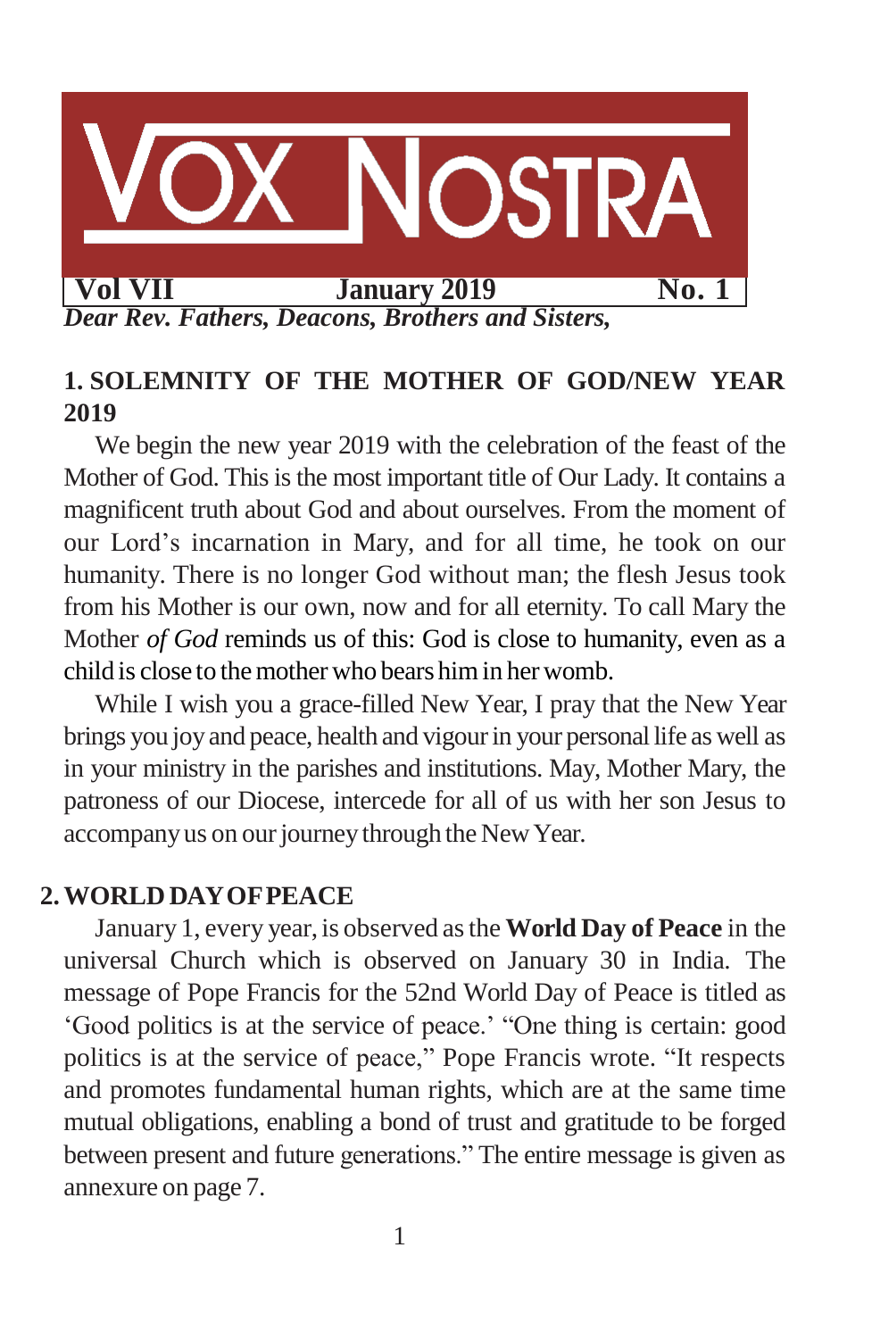# VOX NOSTRA

**Vol VII** **January 2019** **No. 1**

***Dear Rev. Fathers, Deacons, Brothers and Sisters,***

## 1. SOLEMNITY OF THE MOTHER OF GOD/NEW YEAR 2019

We begin the new year 2019 with the celebration of the feast of the Mother of God. This is the most important title of Our Lady. It contains a magnificent truth about God and about ourselves. From the moment of our Lord's incarnation in Mary, and for all time, he took on our humanity. There is no longer God without man; the flesh Jesus took from his Mother is our own, now and for all eternity. To call Mary the Mother *of God* reminds us of this: God is close to humanity, even as a child is close to the mother who bears him in her womb.

While I wish you a grace-filled New Year, I pray that the New Year brings you joy and peace, health and vigour in your personal life as well as in your ministry in the parishes and institutions. May, Mother Mary, the patroness of our Diocese, intercede for all of us with her son Jesus to accompany us on our journey through the New Year.

## 2. WORLD DAY OF PEACE

January 1, every year, is observed as the **World Day of Peace** in the universal Church which is observed on January 30 in India. The message of Pope Francis for the 52nd World Day of Peace is titled as 'Good politics is at the service of peace.' "One thing is certain: good politics is at the service of peace," Pope Francis wrote. "It respects and promotes fundamental human rights, which are at the same time mutual obligations, enabling a bond of trust and gratitude to be forged between present and future generations." The entire message is given as annexure on page 7.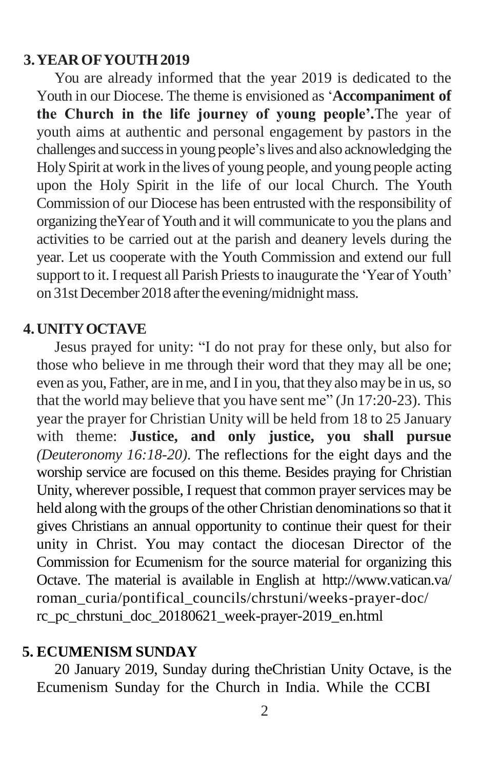## 3. YEAR OF YOUTH 2019

You are already informed that the year 2019 is dedicated to the Youth in our Diocese. The theme is envisioned as '**Accompaniment of the Church in the life journey of young people'.**The year of youth aims at authentic and personal engagement by pastors in the challenges and success in young people's lives and also acknowledging the Holy Spirit at work in the lives of young people, and young people acting upon the Holy Spirit in the life of our local Church. The Youth Commission of our Diocese has been entrusted with the responsibility of organizing theYear of Youth and it will communicate to you the plans and activities to be carried out at the parish and deanery levels during the year. Let us cooperate with the Youth Commission and extend our full support to it. I request all Parish Priests to inaugurate the 'Year of Youth' on 31st December 2018 after the evening/midnight mass.

## 4. UNITY OCTAVE

Jesus prayed for unity: "I do not pray for these only, but also for those who believe in me through their word that they may all be one; even as you, Father, are in me, and I in you, that they also may be in us, so that the world may believe that you have sent me" (Jn 17:20-23). This year the prayer for Christian Unity will be held from 18 to 25 January with theme: **Justice, and only justice, you shall pursue** *(Deuteronomy 16:18-20)*. The reflections for the eight days and the worship service are focused on this theme. Besides praying for Christian Unity, wherever possible, I request that common prayer services may be held along with the groups of the other Christian denominations so that it gives Christians an annual opportunity to continue their quest for their unity in Christ. You may contact the diocesan Director of the Commission for Ecumenism for the source material for organizing this Octave. The material is available in English at http://www.vatican.va/roman_curia/pontifical_councils/chrstuni/weeks-prayer-doc/rc_pc_chrstuni_doc_20180621_week-prayer-2019_en.html

## 5. ECUMENISM SUNDAY

20 January 2019, Sunday during theChristian Unity Octave, is the Ecumenism Sunday for the Church in India. While the CCBI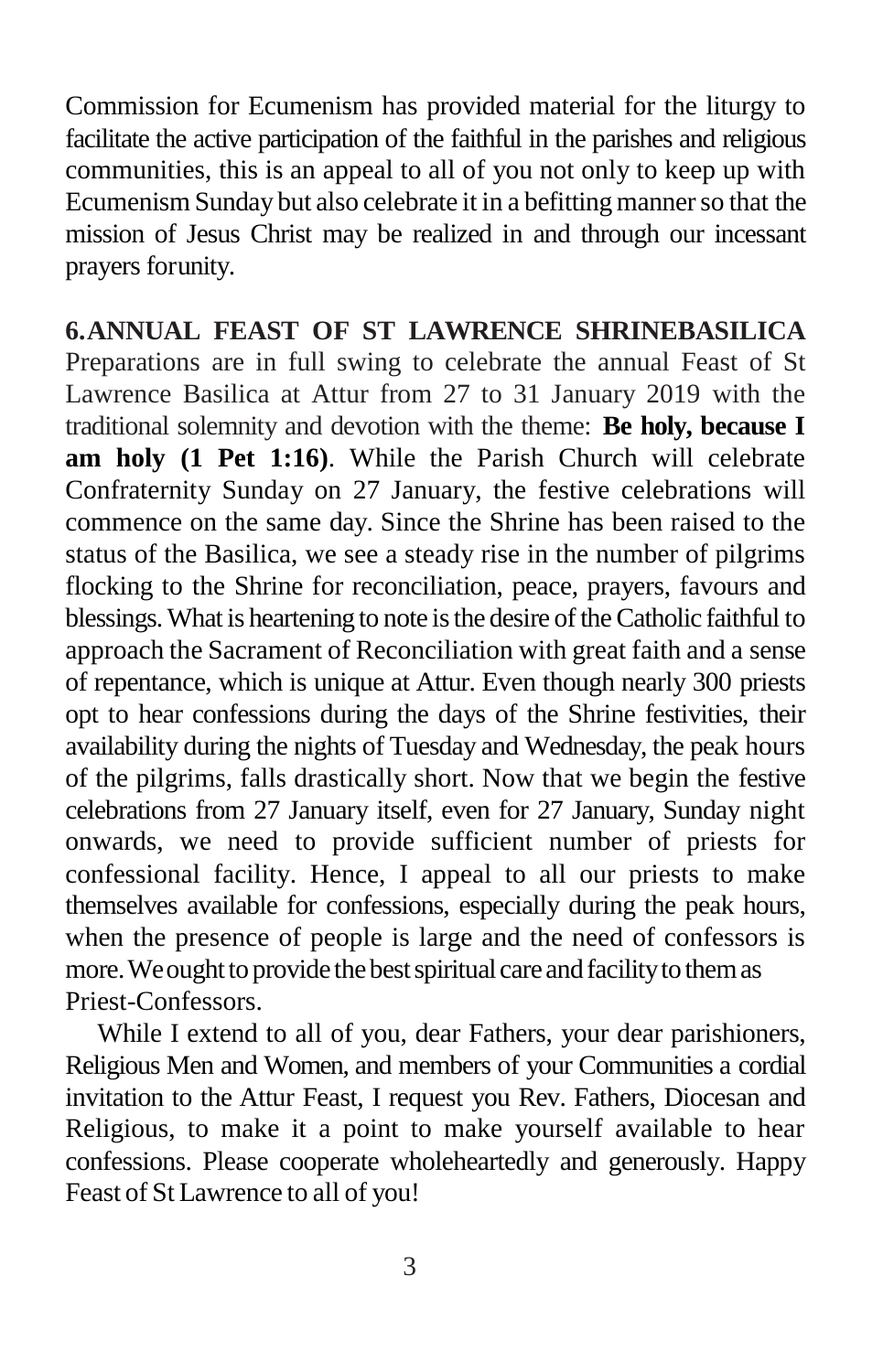Commission for Ecumenism has provided material for the liturgy to facilitate the active participation of the faithful in the parishes and religious communities, this is an appeal to all of you not only to keep up with Ecumenism Sunday but also celebrate it in a befitting manner so that the mission of Jesus Christ may be realized in and through our incessant prayers forunity.

**6. ANNUAL FEAST OF ST LAWRENCE SHRINEBASILICA**

Preparations are in full swing to celebrate the annual Feast of St Lawrence Basilica at Attur from 27 to 31 January 2019 with the traditional solemnity and devotion with the theme: **Be holy, because I am holy (1 Pet 1:16)**. While the Parish Church will celebrate Confraternity Sunday on 27 January, the festive celebrations will commence on the same day. Since the Shrine has been raised to the status of the Basilica, we see a steady rise in the number of pilgrims flocking to the Shrine for reconciliation, peace, prayers, favours and blessings. What is heartening to note is the desire of the Catholic faithful to approach the Sacrament of Reconciliation with great faith and a sense of repentance, which is unique at Attur. Even though nearly 300 priests opt to hear confessions during the days of the Shrine festivities, their availability during the nights of Tuesday and Wednesday, the peak hours of the pilgrims, falls drastically short. Now that we begin the festive celebrations from 27 January itself, even for 27 January, Sunday night onwards, we need to provide sufficient number of priests for confessional facility. Hence, I appeal to all our priests to make themselves available for confessions, especially during the peak hours, when the presence of people is large and the need of confessors is more. We ought to provide the best spiritual care and facility to them as Priest-Confessors.

While I extend to all of you, dear Fathers, your dear parishioners, Religious Men and Women, and members of your Communities a cordial invitation to the Attur Feast, I request you Rev. Fathers, Diocesan and Religious, to make it a point to make yourself available to hear confessions. Please cooperate wholeheartedly and generously. Happy Feast of St Lawrence to all of you!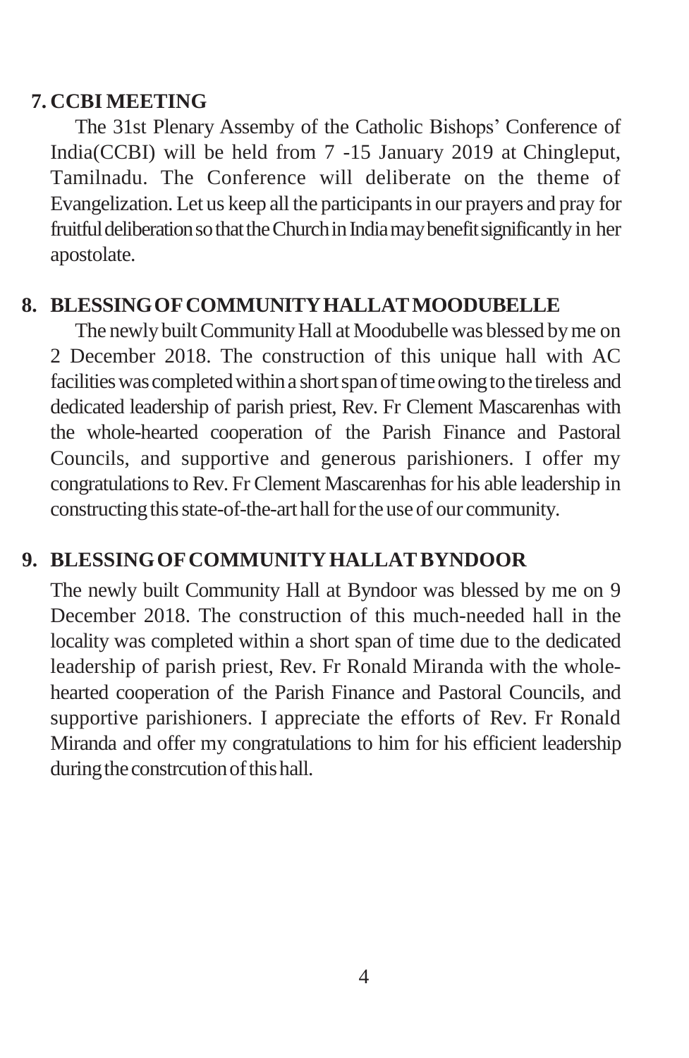## 7. CCBI MEETING

The 31st Plenary Assemby of the Catholic Bishops' Conference of India(CCBI) will be held from 7 -15 January 2019 at Chingleput, Tamilnadu. The Conference will deliberate on the theme of Evangelization. Let us keep all the participants in our prayers and pray for fruitful deliberation so that the Church in India may benefit significantly in her apostolate.

## 8. BLESSING OF COMMUNITY HALL AT MOODUBELLE

The newly built Community Hall at Moodubelle was blessed by me on 2 December 2018. The construction of this unique hall with AC facilities was completed within a short span of time owing to the tireless and dedicated leadership of parish priest, Rev. Fr Clement Mascarenhas with the whole-hearted cooperation of the Parish Finance and Pastoral Councils, and supportive and generous parishioners. I offer my congratulations to Rev. Fr Clement Mascarenhas for his able leadership in constructing this state-of-the-art hall for the use of our community.

## 9. BLESSING OF COMMUNITY HALL AT BYNDOOR

The newly built Community Hall at Byndoor was blessed by me on 9 December 2018. The construction of this much-needed hall in the locality was completed within a short span of time due to the dedicated leadership of parish priest, Rev. Fr Ronald Miranda with the whole-hearted cooperation of the Parish Finance and Pastoral Councils, and supportive parishioners. I appreciate the efforts of Rev. Fr Ronald Miranda and offer my congratulations to him for his efficient leadership during the constrcution of this hall.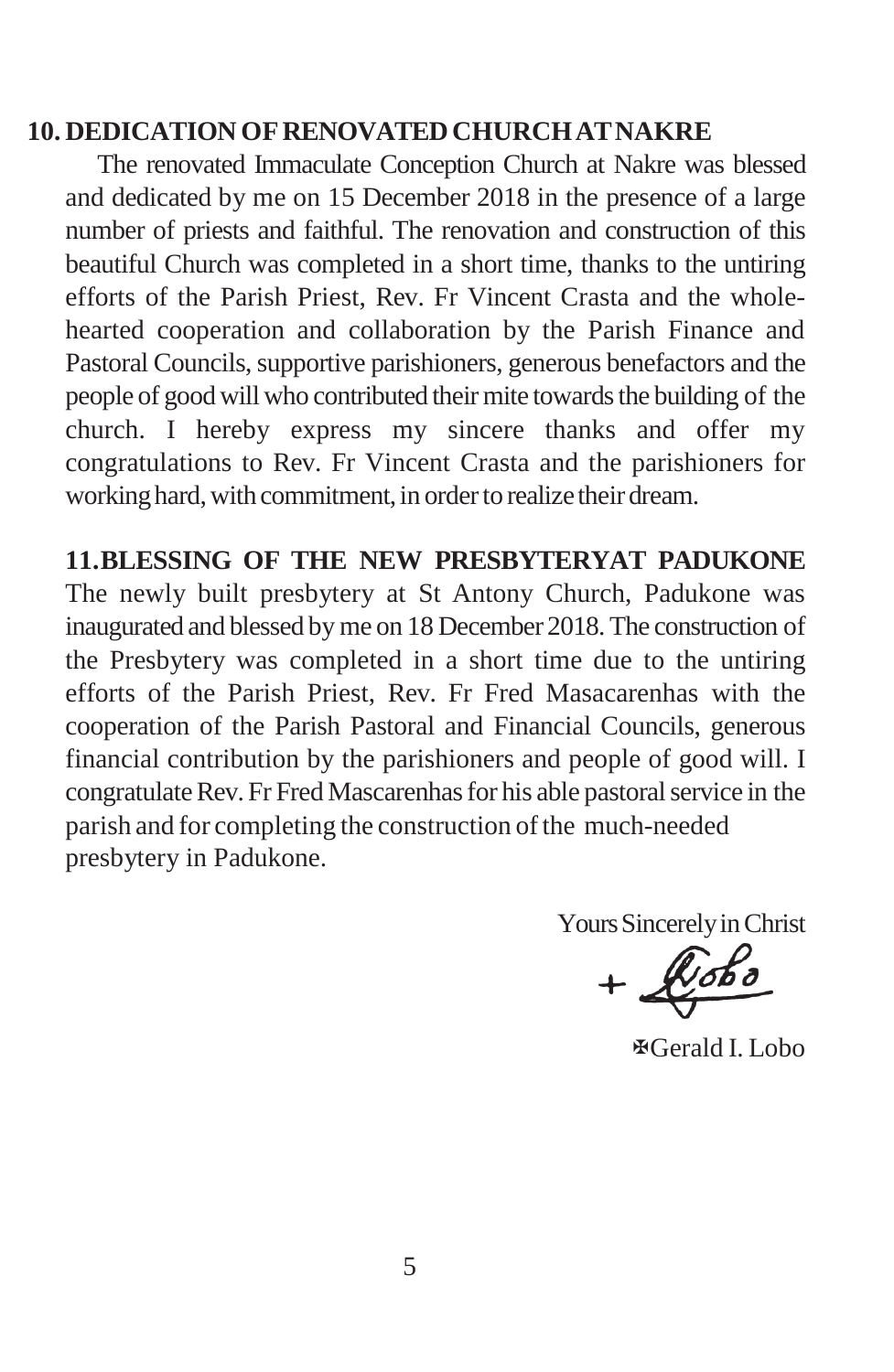## 10. DEDICATION OF RENOVATED CHURCH AT NAKRE

The renovated Immaculate Conception Church at Nakre was blessed and dedicated by me on 15 December 2018 in the presence of a large number of priests and faithful. The renovation and construction of this beautiful Church was completed in a short time, thanks to the untiring efforts of the Parish Priest, Rev. Fr Vincent Crasta and the wholehearted cooperation and collaboration by the Parish Finance and Pastoral Councils, supportive parishioners, generous benefactors and the people of good will who contributed their mite towards the building of the church. I hereby express my sincere thanks and offer my congratulations to Rev. Fr Vincent Crasta and the parishioners for working hard, with commitment, in order to realize their dream.

## 11.BLESSING OF THE NEW PRESBYTERYAT PADUKONE

The newly built presbytery at St Antony Church, Padukone was inaugurated and blessed by me on 18 December 2018. The construction of the Presbytery was completed in a short time due to the untiring efforts of the Parish Priest, Rev. Fr Fred Masacarenhas with the cooperation of the Parish Pastoral and Financial Councils, generous financial contribution by the parishioners and people of good will. I congratulate Rev. Fr Fred Mascarenhas for his able pastoral service in the parish and for completing the construction of the much-needed presbytery in Padukone.

Yours Sincerely in Christ

+ Lobo

✠Gerald I. Lobo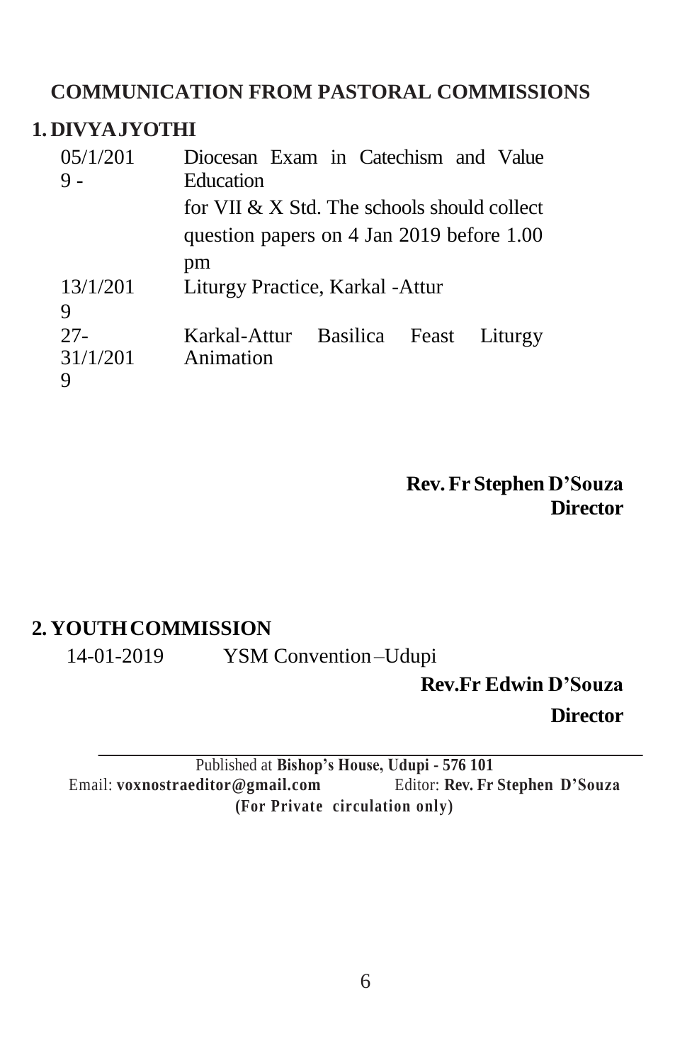## COMMUNICATION FROM PASTORAL COMMISSIONS

### 1. DIVYA JYOTHI

| | |
|---|---|
| 05/1/2019 - | Diocesan Exam in Catechism and Value Education for VII & X Std. The schools should collect question papers on 4 Jan 2019 before 1.00 pm |
| 13/1/2019 | Liturgy Practice, Karkal -Attur |
| 27-31/1/2019 | Karkal-Attur Basilica Feast Liturgy Animation |

**Rev. Fr Stephen D'Souza**
**Director**

### 2. YOUTH COMMISSION

14-01-2019 YSM Convention –Udupi

**Rev.Fr Edwin D'Souza**
**Director**

---

Published at **Bishop's House, Udupi - 576 101**
Email: **voxnostraeditor@gmail.com** Editor: **Rev. Fr Stephen D'Souza**
**(For Private circulation only)**